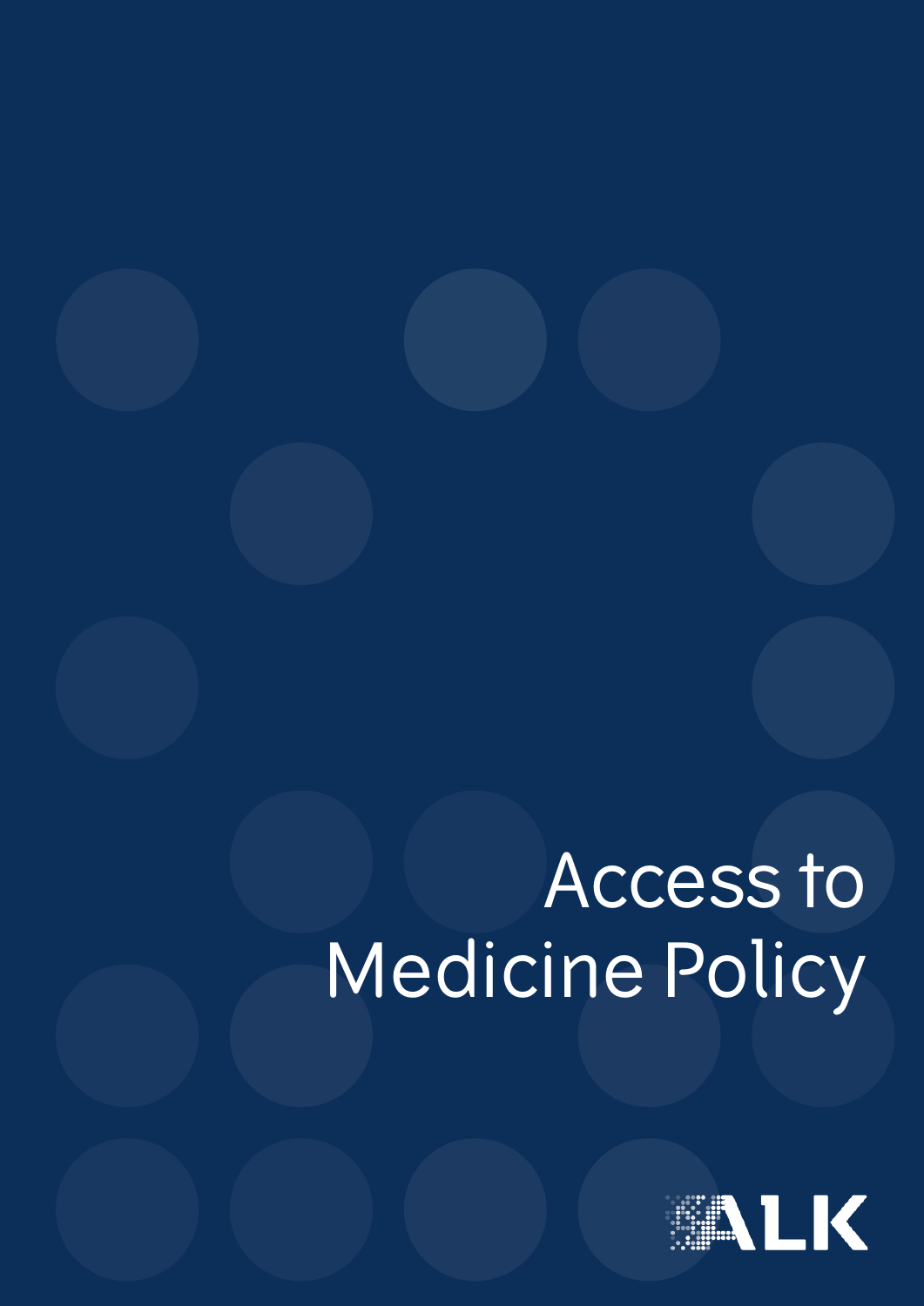# Access to Medicine Policy

ALK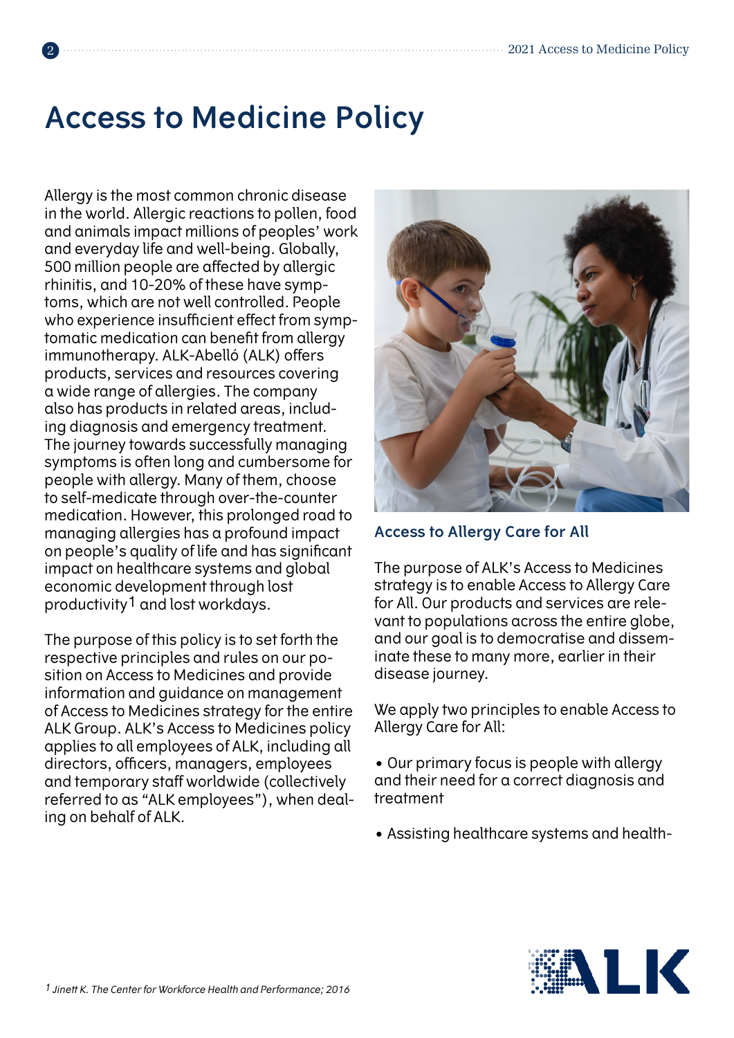# Access to Medicine Policy

Allergy is the most common chronic disease in the world. Allergic reactions to pollen, food and animals impact millions of peoples' work and everyday life and well-being. Globally, 500 million people are affected by allergic rhinitis, and 10-20% of these have symptoms, which are not well controlled. People who experience insufficient effect from symptomatic medication can benefit from allergy immunotherapy. ALK-Abelló (ALK) offers products, services and resources covering a wide range of allergies. The company also has products in related areas, including diagnosis and emergency treatment. The journey towards successfully managing symptoms is often long and cumbersome for people with allergy. Many of them, choose to self-medicate through over-the-counter medication. However, this prolonged road to managing allergies has a profound impact on people's quality of life and has significant impact on healthcare systems and global economic development through lost productivity[1] and lost workdays.

The purpose of this policy is to set forth the respective principles and rules on our position on Access to Medicines and provide information and guidance on management of Access to Medicines strategy for the entire ALK Group. ALK's Access to Medicines policy applies to all employees of ALK, including all directors, officers, managers, employees and temporary staff worldwide (collectively referred to as "ALK employees"), when dealing on behalf of ALK.

## Access to Allergy Care for All

The purpose of ALK's Access to Medicines strategy is to enable Access to Allergy Care for All. Our products and services are relevant to populations across the entire globe, and our goal is to democratise and disseminate these to many more, earlier in their disease journey.

We apply two principles to enable Access to Allergy Care for All:

- Our primary focus is people with allergy and their need for a correct diagnosis and treatment
- Assisting healthcare systems and health-

*[1] Jinett K. The Center for Workforce Health and Performance; 2016*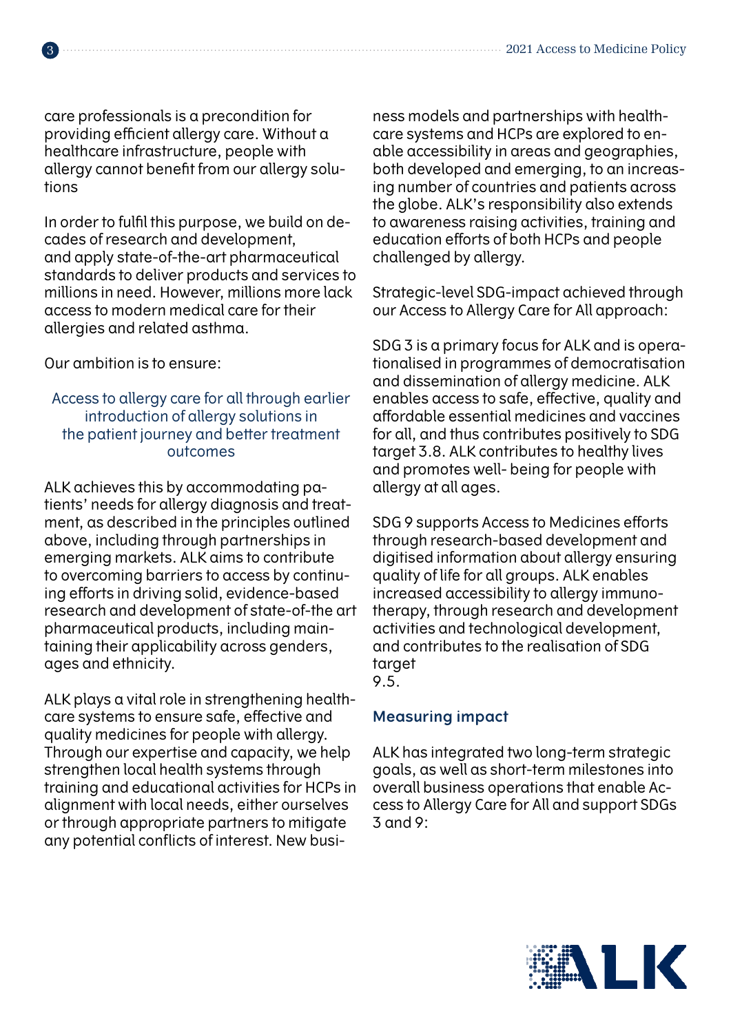care professionals is a precondition for providing efficient allergy care. Without a healthcare infrastructure, people with allergy cannot benefit from our allergy solutions

In order to fulfil this purpose, we build on decades of research and development, and apply state-of-the-art pharmaceutical standards to deliver products and services to millions in need. However, millions more lack access to modern medical care for their allergies and related asthma.

Our ambition is to ensure:

Access to allergy care for all through earlier introduction of allergy solutions in the patient journey and better treatment outcomes

ALK achieves this by accommodating patients' needs for allergy diagnosis and treatment, as described in the principles outlined above, including through partnerships in emerging markets. ALK aims to contribute to overcoming barriers to access by continuing efforts in driving solid, evidence-based research and development of state-of-the art pharmaceutical products, including maintaining their applicability across genders, ages and ethnicity.

ALK plays a vital role in strengthening healthcare systems to ensure safe, effective and quality medicines for people with allergy. Through our expertise and capacity, we help strengthen local health systems through training and educational activities for HCPs in alignment with local needs, either ourselves or through appropriate partners to mitigate any potential conflicts of interest. New business models and partnerships with healthcare systems and HCPs are explored to enable accessibility in areas and geographies, both developed and emerging, to an increasing number of countries and patients across the globe. ALK's responsibility also extends to awareness raising activities, training and education efforts of both HCPs and people challenged by allergy.

Strategic-level SDG-impact achieved through our Access to Allergy Care for All approach:

SDG 3 is a primary focus for ALK and is operationalised in programmes of democratisation and dissemination of allergy medicine. ALK enables access to safe, effective, quality and affordable essential medicines and vaccines for all, and thus contributes positively to SDG target 3.8. ALK contributes to healthy lives and promotes well- being for people with allergy at all ages.

SDG 9 supports Access to Medicines efforts through research-based development and digitised information about allergy ensuring quality of life for all groups. ALK enables increased accessibility to allergy immunotherapy, through research and development activities and technological development, and contributes to the realisation of SDG target 9.5.

### Measuring impact

ALK has integrated two long-term strategic goals, as well as short-term milestones into overall business operations that enable Access to Allergy Care for All and support SDGs 3 and 9: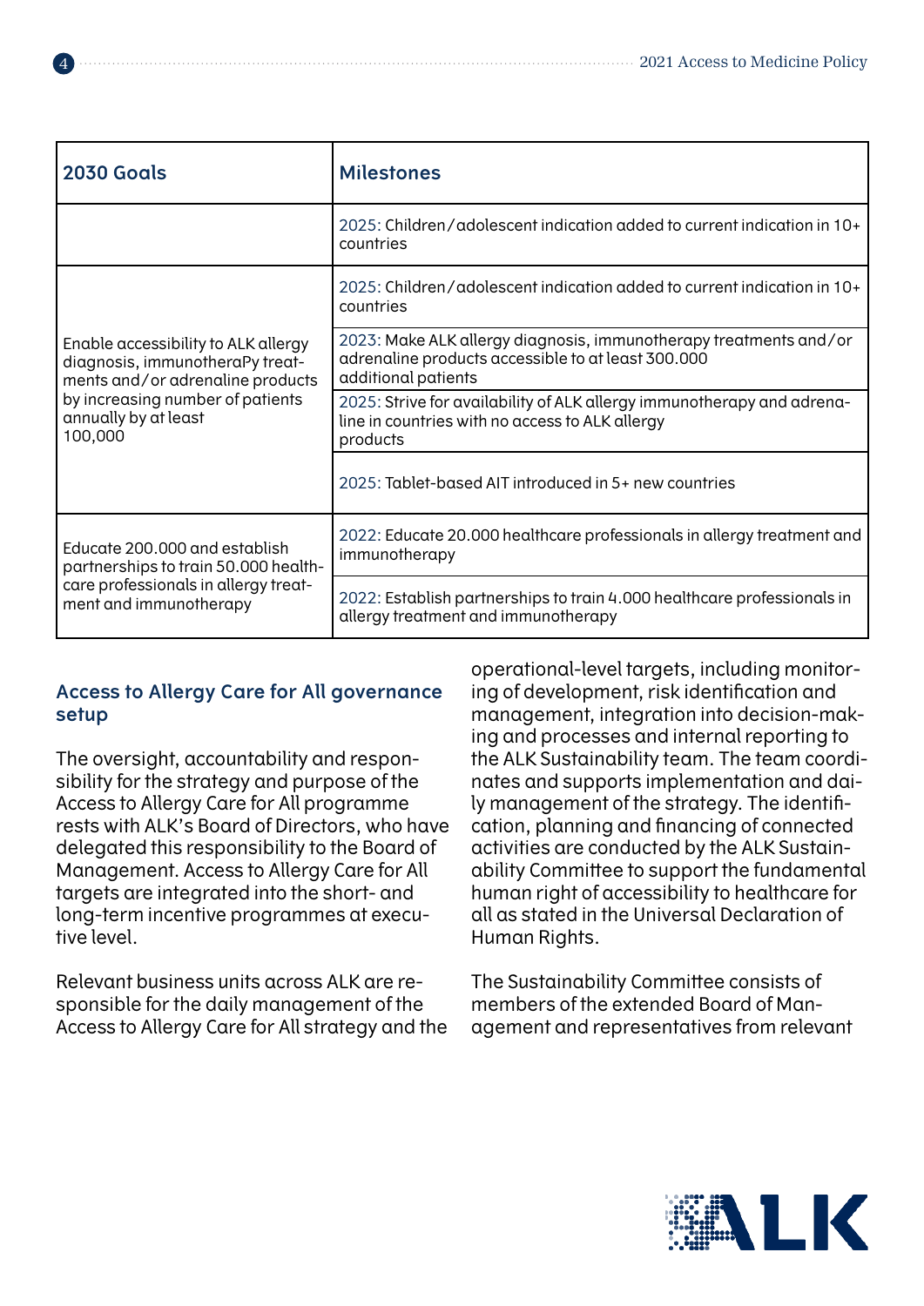| 2030 Goals | Milestones |
|---|---|
| | 2025: Children/adolescent indication added to current indication in 10+ countries |
| Enable accessibility to ALK allergy diagnosis, immunotheraPy treatments and/or adrenaline products by increasing number of patients annually by at least 100,000 | 2025: Children/adolescent indication added to current indication in 10+ countries |
| | 2023: Make ALK allergy diagnosis, immunotherapy treatments and/or adrenaline products accessible to at least 300.000 additional patients |
| | 2025: Strive for availability of ALK allergy immunotherapy and adrenaline in countries with no access to ALK allergy products |
| | 2025: Tablet-based AIT introduced in 5+ new countries |
| Educate 200.000 and establish partnerships to train 50.000 healthcare professionals in allergy treatment and immunotherapy | 2022: Educate 20.000 healthcare professionals in allergy treatment and immunotherapy |
| | 2022: Establish partnerships to train 4.000 healthcare professionals in allergy treatment and immunotherapy |

## Access to Allergy Care for All governance setup

The oversight, accountability and responsibility for the strategy and purpose of the Access to Allergy Care for All programme rests with ALK's Board of Directors, who have delegated this responsibility to the Board of Management. Access to Allergy Care for All targets are integrated into the short- and long-term incentive programmes at executive level.

Relevant business units across ALK are responsible for the daily management of the Access to Allergy Care for All strategy and the operational-level targets, including monitoring of development, risk identification and management, integration into decision-making and processes and internal reporting to the ALK Sustainability team. The team coordinates and supports implementation and daily management of the strategy. The identification, planning and financing of connected activities are conducted by the ALK Sustainability Committee to support the fundamental human right of accessibility to healthcare for all as stated in the Universal Declaration of Human Rights.

The Sustainability Committee consists of members of the extended Board of Management and representatives from relevant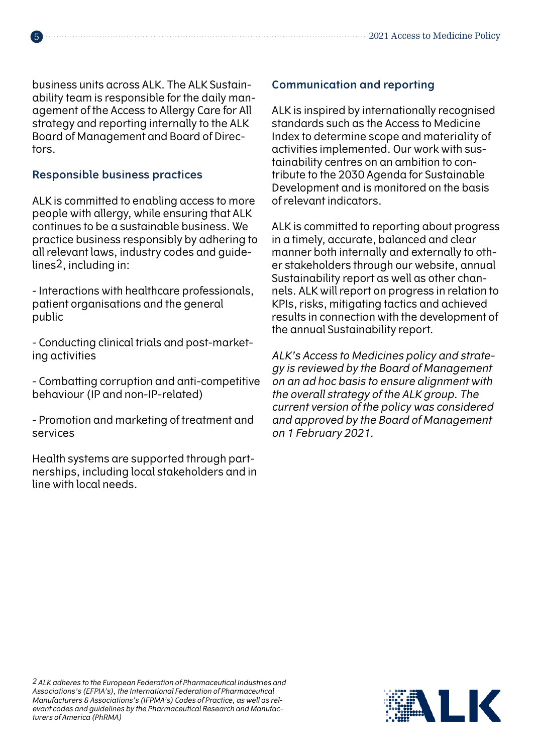business units across ALK. The ALK Sustainability team is responsible for the daily management of the Access to Allergy Care for All strategy and reporting internally to the ALK Board of Management and Board of Directors.

### Responsible business practices

ALK is committed to enabling access to more people with allergy, while ensuring that ALK continues to be a sustainable business. We practice business responsibly by adhering to all relevant laws, industry codes and guidelines[2], including in:

- Interactions with healthcare professionals, patient organisations and the general public

- Conducting clinical trials and post-marketing activities

- Combatting corruption and anti-competitive behaviour (IP and non-IP-related)

- Promotion and marketing of treatment and services

Health systems are supported through partnerships, including local stakeholders and in line with local needs.

### Communication and reporting

ALK is inspired by internationally recognised standards such as the Access to Medicine Index to determine scope and materiality of activities implemented. Our work with sustainability centres on an ambition to contribute to the 2030 Agenda for Sustainable Development and is monitored on the basis of relevant indicators.

ALK is committed to reporting about progress in a timely, accurate, balanced and clear manner both internally and externally to other stakeholders through our website, annual Sustainability report as well as other channels. ALK will report on progress in relation to KPIs, risks, mitigating tactics and achieved results in connection with the development of the annual Sustainability report.

*ALK's Access to Medicines policy and strategy is reviewed by the Board of Management on an ad hoc basis to ensure alignment with the overall strategy of the ALK group. The current version of the policy was considered and approved by the Board of Management on 1 February 2021.*

*[2] ALK adheres to the European Federation of Pharmaceutical Industries and Associations's (EFPIA's), the International Federation of Pharmaceutical Manufacturers & Associations's (IFPMA's) Codes of Practice, as well as relevant codes and guidelines by the Pharmaceutical Research and Manufacturers of America (PhRMA)*